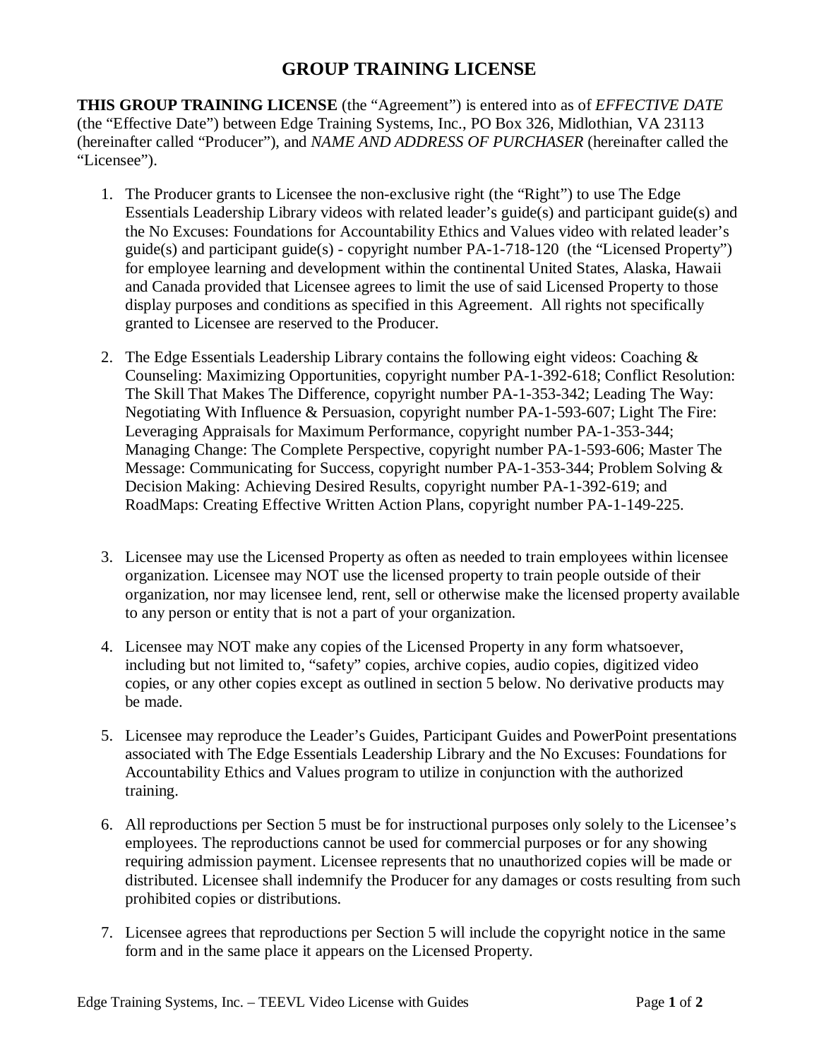# GROUP TRAINING LICENSE

**THIS GROUP TRAINING LICENSE** (the "Agreement") is entered into as of *EFFECTIVE DATE* (the "Effective Date") between Edge Training Systems, Inc., PO Box 326, Midlothian, VA 23113 (hereinafter called "Producer"), and *NAME AND ADDRESS OF PURCHASER* (hereinafter called the "Licensee").

1. The Producer grants to Licensee the non-exclusive right (the "Right") to use The Edge Essentials Leadership Library videos with related leader's guide(s) and participant guide(s) and the No Excuses: Foundations for Accountability Ethics and Values video with related leader's guide(s) and participant guide(s) - copyright number PA-1-718-120 (the "Licensed Property") for employee learning and development within the continental United States, Alaska, Hawaii and Canada provided that Licensee agrees to limit the use of said Licensed Property to those display purposes and conditions as specified in this Agreement. All rights not specifically granted to Licensee are reserved to the Producer.

2. The Edge Essentials Leadership Library contains the following eight videos: Coaching & Counseling: Maximizing Opportunities, copyright number PA-1-392-618; Conflict Resolution: The Skill That Makes The Difference, copyright number PA-1-353-342; Leading The Way: Negotiating With Influence & Persuasion, copyright number PA-1-593-607; Light The Fire: Leveraging Appraisals for Maximum Performance, copyright number PA-1-353-344; Managing Change: The Complete Perspective, copyright number PA-1-593-606; Master The Message: Communicating for Success, copyright number PA-1-353-344; Problem Solving & Decision Making: Achieving Desired Results, copyright number PA-1-392-619; and RoadMaps: Creating Effective Written Action Plans, copyright number PA-1-149-225.

3. Licensee may use the Licensed Property as often as needed to train employees within licensee organization. Licensee may NOT use the licensed property to train people outside of their organization, nor may licensee lend, rent, sell or otherwise make the licensed property available to any person or entity that is not a part of your organization.

4. Licensee may NOT make any copies of the Licensed Property in any form whatsoever, including but not limited to, "safety" copies, archive copies, audio copies, digitized video copies, or any other copies except as outlined in section 5 below. No derivative products may be made.

5. Licensee may reproduce the Leader's Guides, Participant Guides and PowerPoint presentations associated with The Edge Essentials Leadership Library and the No Excuses: Foundations for Accountability Ethics and Values program to utilize in conjunction with the authorized training.

6. All reproductions per Section 5 must be for instructional purposes only solely to the Licensee's employees. The reproductions cannot be used for commercial purposes or for any showing requiring admission payment. Licensee represents that no unauthorized copies will be made or distributed. Licensee shall indemnify the Producer for any damages or costs resulting from such prohibited copies or distributions.

7. Licensee agrees that reproductions per Section 5 will include the copyright notice in the same form and in the same place it appears on the Licensed Property.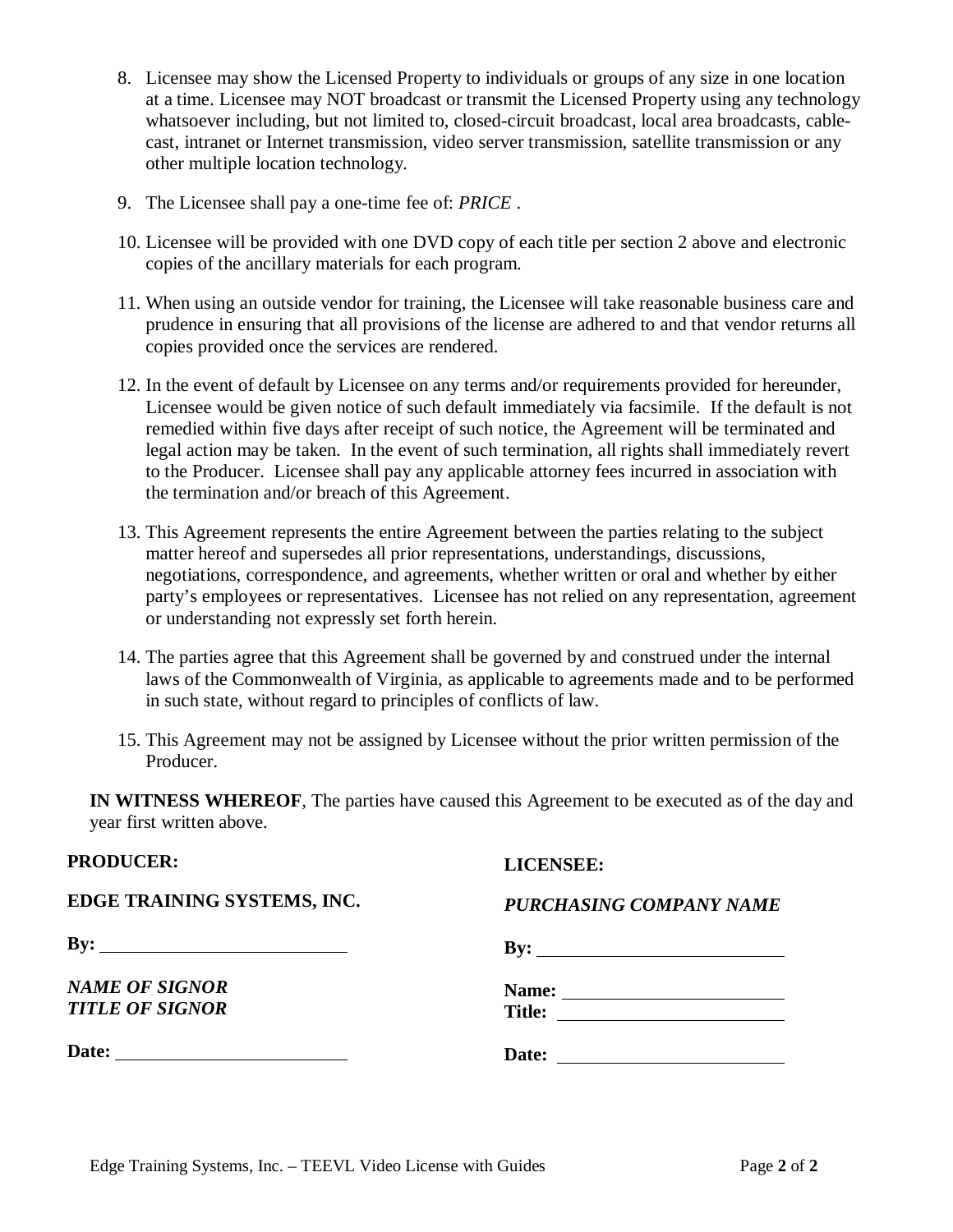8. Licensee may show the Licensed Property to individuals or groups of any size in one location at a time. Licensee may NOT broadcast or transmit the Licensed Property using any technology whatsoever including, but not limited to, closed-circuit broadcast, local area broadcasts, cable-cast, intranet or Internet transmission, video server transmission, satellite transmission or any other multiple location technology.

9. The Licensee shall pay a one-time fee of: *PRICE* .

10. Licensee will be provided with one DVD copy of each title per section 2 above and electronic copies of the ancillary materials for each program.

11. When using an outside vendor for training, the Licensee will take reasonable business care and prudence in ensuring that all provisions of the license are adhered to and that vendor returns all copies provided once the services are rendered.

12. In the event of default by Licensee on any terms and/or requirements provided for hereunder, Licensee would be given notice of such default immediately via facsimile. If the default is not remedied within five days after receipt of such notice, the Agreement will be terminated and legal action may be taken. In the event of such termination, all rights shall immediately revert to the Producer. Licensee shall pay any applicable attorney fees incurred in association with the termination and/or breach of this Agreement.

13. This Agreement represents the entire Agreement between the parties relating to the subject matter hereof and supersedes all prior representations, understandings, discussions, negotiations, correspondence, and agreements, whether written or oral and whether by either party's employees or representatives. Licensee has not relied on any representation, agreement or understanding not expressly set forth herein.

14. The parties agree that this Agreement shall be governed by and construed under the internal laws of the Commonwealth of Virginia, as applicable to agreements made and to be performed in such state, without regard to principles of conflicts of law.

15. This Agreement may not be assigned by Licensee without the prior written permission of the Producer.

**IN WITNESS WHEREOF**, The parties have caused this Agreement to be executed as of the day and year first written above.

**PRODUCER:**

**EDGE TRAINING SYSTEMS, INC.**

**By:** ____________________

***NAME OF SIGNOR***
***TITLE OF SIGNOR***

**Date:** ____________________

**LICENSEE:**

***PURCHASING COMPANY NAME***

**By:** ____________________

**Name:** ____________________
**Title:** ____________________

**Date:** ____________________